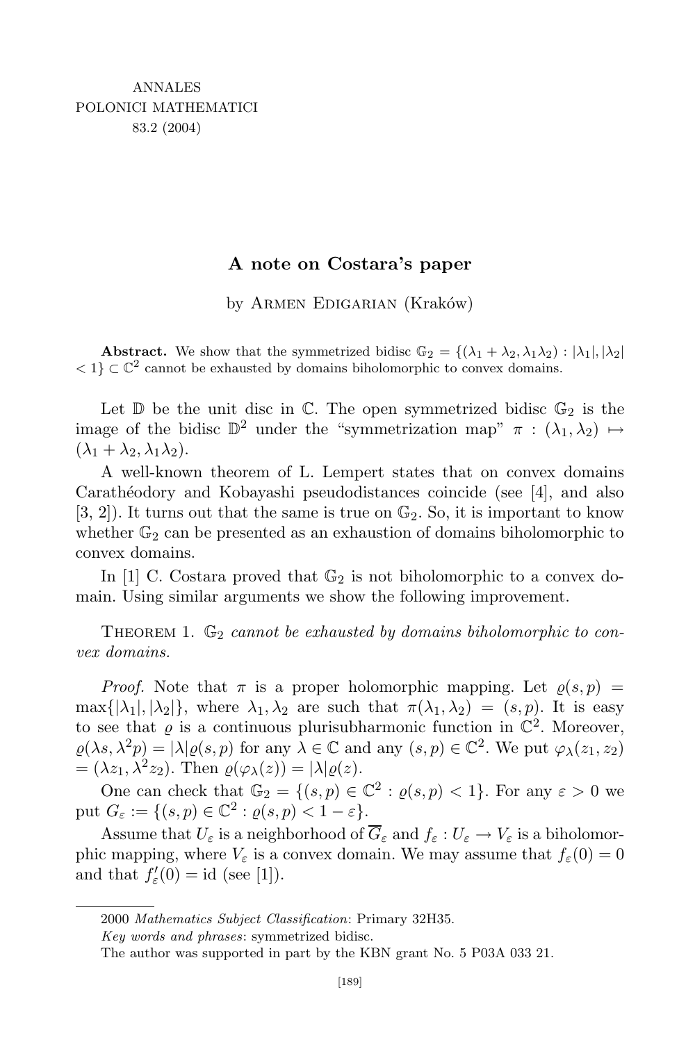ANNALES
POLONICI MATHEMATICI
83.2 (2004)

# A note on Costara's paper

by Armen Edigarian (Kraków)

**Abstract.** We show that the symmetrized bidisc $\mathbb{G}_2 = \{(\lambda_1+\lambda_2, \lambda_1\lambda_2) : |\lambda_1|, |\lambda_2| < 1\} \subset \mathbb{C}^2$ cannot be exhausted by domains biholomorphic to convex domains.

Let $\mathbb{D}$ be the unit disc in $\mathbb{C}$. The open symmetrized bidisc $\mathbb{G}_2$ is the image of the bidisc $\mathbb{D}^2$ under the "symmetrization map" $\pi : (\lambda_1, \lambda_2) \mapsto (\lambda_1+\lambda_2, \lambda_1\lambda_2)$.

A well-known theorem of L. Lempert states that on convex domains Carathéodory and Kobayashi pseudodistances coincide (see [4], and also [3, 2]). It turns out that the same is true on $\mathbb{G}_2$. So, it is important to know whether $\mathbb{G}_2$ can be presented as an exhaustion of domains biholomorphic to convex domains.

In [1] C. Costara proved that $\mathbb{G}_2$ is not biholomorphic to a convex domain. Using similar arguments we show the following improvement.

Theorem 1. *$\mathbb{G}_2$ cannot be exhausted by domains biholomorphic to convex domains.*

*Proof.* Note that $\pi$ is a proper holomorphic mapping. Let $\varrho(s,p) = \max\{|\lambda_1|, |\lambda_2|\}$, where $\lambda_1, \lambda_2$ are such that $\pi(\lambda_1, \lambda_2) = (s,p)$. It is easy to see that $\varrho$ is a continuous plurisubharmonic function in $\mathbb{C}^2$. Moreover, $\varrho(\lambda s, \lambda^2 p) = |\lambda|\varrho(s,p)$ for any $\lambda \in \mathbb{C}$ and any $(s,p) \in \mathbb{C}^2$. We put $\varphi_\lambda(z_1, z_2) = (\lambda z_1, \lambda^2 z_2)$. Then $\varrho(\varphi_\lambda(z)) = |\lambda|\varrho(z)$.

One can check that $\mathbb{G}_2 = \{(s,p) \in \mathbb{C}^2 : \varrho(s,p) < 1\}$. For any $\varepsilon > 0$ we put $G_\varepsilon := \{(s,p) \in \mathbb{C}^2 : \varrho(s,p) < 1-\varepsilon\}$.

Assume that $U_\varepsilon$ is a neighborhood of $\overline{G}_\varepsilon$ and $f_\varepsilon : U_\varepsilon \to V_\varepsilon$ is a biholomorphic mapping, where $V_\varepsilon$ is a convex domain. We may assume that $f_\varepsilon(0) = 0$ and that $f'_\varepsilon(0) = \mathrm{id}$ (see [1]).

2000 *Mathematics Subject Classification*: Primary 32H35.

*Key words and phrases*: symmetrized bidisc.

The author was supported in part by the KBN grant No. 5 P03A 033 21.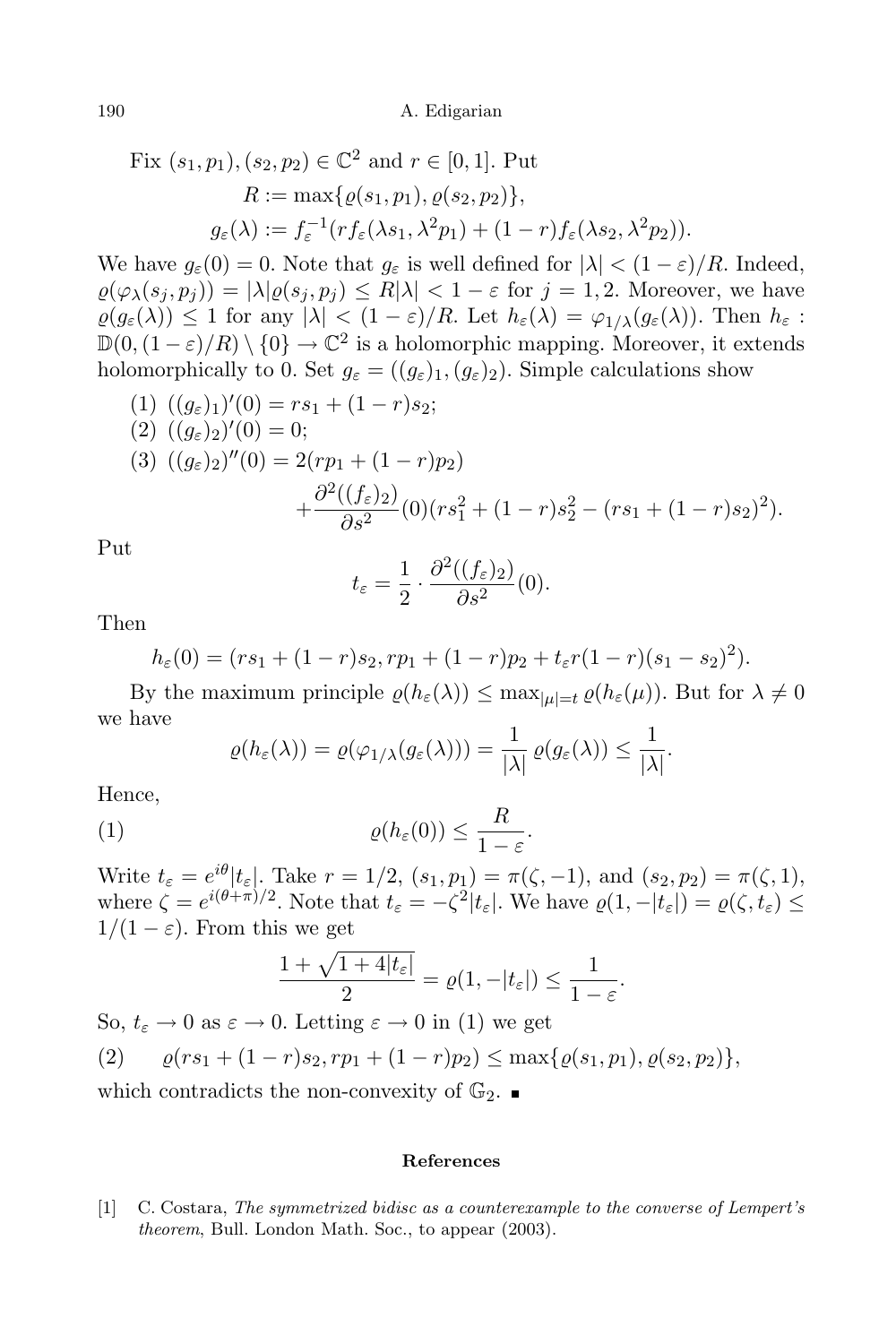Fix $(s_1, p_1), (s_2, p_2) \in \mathbb{C}^2$ and $r \in [0,1]$. Put

$$R := \max\{\varrho(s_1, p_1), \varrho(s_2, p_2)\},$$
$$g_\varepsilon(\lambda) := f_\varepsilon^{-1}(r f_\varepsilon(\lambda s_1, \lambda^2 p_1) + (1-r) f_\varepsilon(\lambda s_2, \lambda^2 p_2)).$$

We have $g_\varepsilon(0) = 0$. Note that $g_\varepsilon$ is well defined for $|\lambda| < (1-\varepsilon)/R$. Indeed, $\varrho(\varphi_\lambda(s_j, p_j)) = |\lambda| \varrho(s_j, p_j) \le R|\lambda| < 1 - \varepsilon$ for $j = 1, 2$. Moreover, we have $\varrho(g_\varepsilon(\lambda)) \le 1$ for any $|\lambda| < (1-\varepsilon)/R$. Let $h_\varepsilon(\lambda) = \varphi_{1/\lambda}(g_\varepsilon(\lambda))$. Then $h_\varepsilon : \mathbb{D}(0, (1-\varepsilon)/R) \setminus \{0\} \to \mathbb{C}^2$ is a holomorphic mapping. Moreover, it extends holomorphically to 0. Set $g_\varepsilon = ((g_\varepsilon)_1, (g_\varepsilon)_2)$. Simple calculations show

(1) $((g_\varepsilon)_1)'(0) = r s_1 + (1-r) s_2$;

(2) $((g_\varepsilon)_2)'(0) = 0$;

(3) $((g_\varepsilon)_2)''(0) = 2(r p_1 + (1-r) p_2) + \dfrac{\partial^2((f_\varepsilon)_2)}{\partial s^2}(0)(r s_1^2 + (1-r) s_2^2 - (r s_1 + (1-r) s_2)^2).$

Put

$$t_\varepsilon = \frac{1}{2} \cdot \frac{\partial^2((f_\varepsilon)_2)}{\partial s^2}(0).$$

Then

$$h_\varepsilon(0) = (r s_1 + (1-r) s_2, r p_1 + (1-r) p_2 + t_\varepsilon r(1-r)(s_1 - s_2)^2).$$

By the maximum principle $\varrho(h_\varepsilon(\lambda)) \le \max_{|\mu|=t} \varrho(h_\varepsilon(\mu))$. But for $\lambda \ne 0$ we have

$$\varrho(h_\varepsilon(\lambda)) = \varrho(\varphi_{1/\lambda}(g_\varepsilon(\lambda))) = \frac{1}{|\lambda|}\, \varrho(g_\varepsilon(\lambda)) \le \frac{1}{|\lambda|}.$$

Hence,

$$\varrho(h_\varepsilon(0)) \le \frac{R}{1-\varepsilon}. \tag{1}$$

Write $t_\varepsilon = e^{i\theta}|t_\varepsilon|$. Take $r = 1/2$, $(s_1, p_1) = \pi(\zeta, -1)$, and $(s_2, p_2) = \pi(\zeta, 1)$, where $\zeta = e^{i(\theta+\pi)/2}$. Note that $t_\varepsilon = -\zeta^2 |t_\varepsilon|$. We have $\varrho(1, -|t_\varepsilon|) = \varrho(\zeta, t_\varepsilon) \le 1/(1-\varepsilon)$. From this we get

$$\frac{1 + \sqrt{1 + 4|t_\varepsilon|}}{2} = \varrho(1, -|t_\varepsilon|) \le \frac{1}{1-\varepsilon}.$$

So, $t_\varepsilon \to 0$ as $\varepsilon \to 0$. Letting $\varepsilon \to 0$ in (1) we get

$$\varrho(r s_1 + (1-r) s_2, r p_1 + (1-r) p_2) \le \max\{\varrho(s_1, p_1), \varrho(s_2, p_2)\}, \tag{2}$$

which contradicts the non-convexity of $\mathbb{G}_2$. ∎

## References

[1] C. Costara, *The symmetrized bidisc as a counterexample to the converse of Lempert's theorem*, Bull. London Math. Soc., to appear (2003).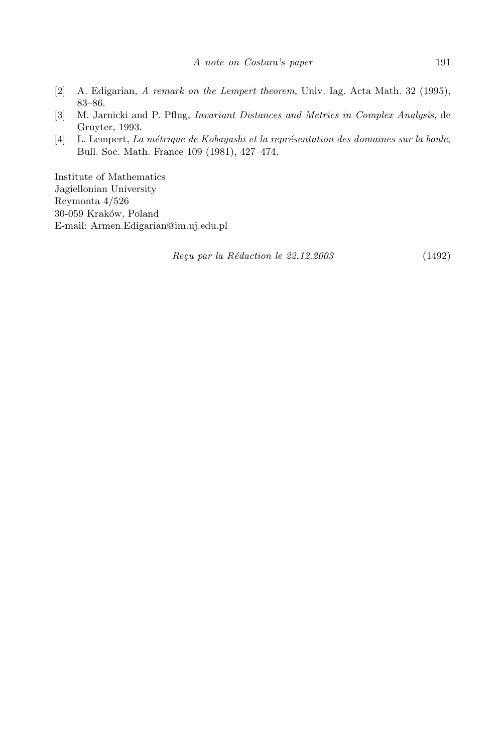[2] A. Edigarian, *A remark on the Lempert theorem*, Univ. Iag. Acta Math. 32 (1995), 83–86.

[3] M. Jarnicki and P. Pflug, *Invariant Distances and Metrics in Complex Analysis*, de Gruyter, 1993.

[4] L. Lempert, *La métrique de Kobayashi et la représentation des domaines sur la boule*, Bull. Soc. Math. France 109 (1981), 427–474.

Institute of Mathematics
Jagiellonian University
Reymonta 4/526
30-059 Kraków, Poland
E-mail: Armen.Edigarian@im.uj.edu.pl

*Reçu par la Rédaction le 22.12.2003* (1492)